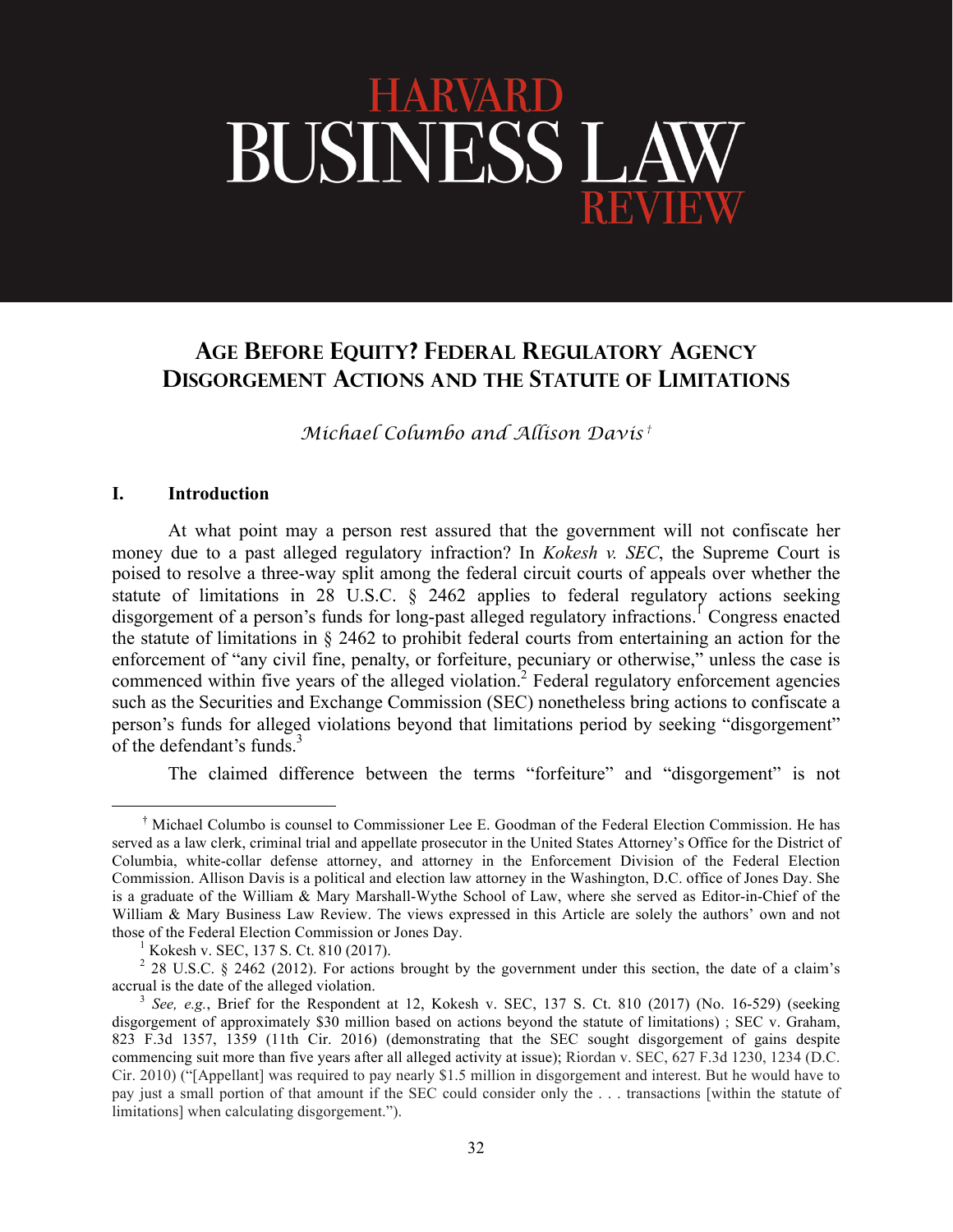# HARVARD BUSINESS LAW REVIEW

## AGE BEFORE EQUITY? FEDERAL REGULATORY AGENCY DISGORGEMENT ACTIONS AND THE STATUTE OF LIMITATIONS

*Michael Columbo and Allison Davis*[†]

### I. Introduction

At what point may a person rest assured that the government will not confiscate her money due to a past alleged regulatory infraction? In *Kokesh v. SEC*, the Supreme Court is poised to resolve a three-way split among the federal circuit courts of appeals over whether the statute of limitations in 28 U.S.C. § 2462 applies to federal regulatory actions seeking disgorgement of a person's funds for long-past alleged regulatory infractions.[1] Congress enacted the statute of limitations in § 2462 to prohibit federal courts from entertaining an action for the enforcement of "any civil fine, penalty, or forfeiture, pecuniary or otherwise," unless the case is commenced within five years of the alleged violation.[2] Federal regulatory enforcement agencies such as the Securities and Exchange Commission (SEC) nonetheless bring actions to confiscate a person's funds for alleged violations beyond that limitations period by seeking "disgorgement" of the defendant's funds.[3]

The claimed difference between the terms "forfeiture" and "disgorgement" is not

---

[†] Michael Columbo is counsel to Commissioner Lee E. Goodman of the Federal Election Commission. He has served as a law clerk, criminal trial and appellate prosecutor in the United States Attorney's Office for the District of Columbia, white-collar defense attorney, and attorney in the Enforcement Division of the Federal Election Commission. Allison Davis is a political and election law attorney in the Washington, D.C. office of Jones Day. She is a graduate of the William & Mary Marshall-Wythe School of Law, where she served as Editor-in-Chief of the William & Mary Business Law Review. The views expressed in this Article are solely the authors' own and not those of the Federal Election Commission or Jones Day.

[1] Kokesh v. SEC, 137 S. Ct. 810 (2017).

[2] 28 U.S.C. § 2462 (2012). For actions brought by the government under this section, the date of a claim's accrual is the date of the alleged violation.

[3] *See, e.g.*, Brief for the Respondent at 12, Kokesh v. SEC, 137 S. Ct. 810 (2017) (No. 16-529) (seeking disgorgement of approximately $30 million based on actions beyond the statute of limitations) ; SEC v. Graham, 823 F.3d 1357, 1359 (11th Cir. 2016) (demonstrating that the SEC sought disgorgement of gains despite commencing suit more than five years after all alleged activity at issue); Riordan v. SEC, 627 F.3d 1230, 1234 (D.C. Cir. 2010) ("[Appellant] was required to pay nearly $1.5 million in disgorgement and interest. But he would have to pay just a small portion of that amount if the SEC could consider only the . . . transactions [within the statute of limitations] when calculating disgorgement.").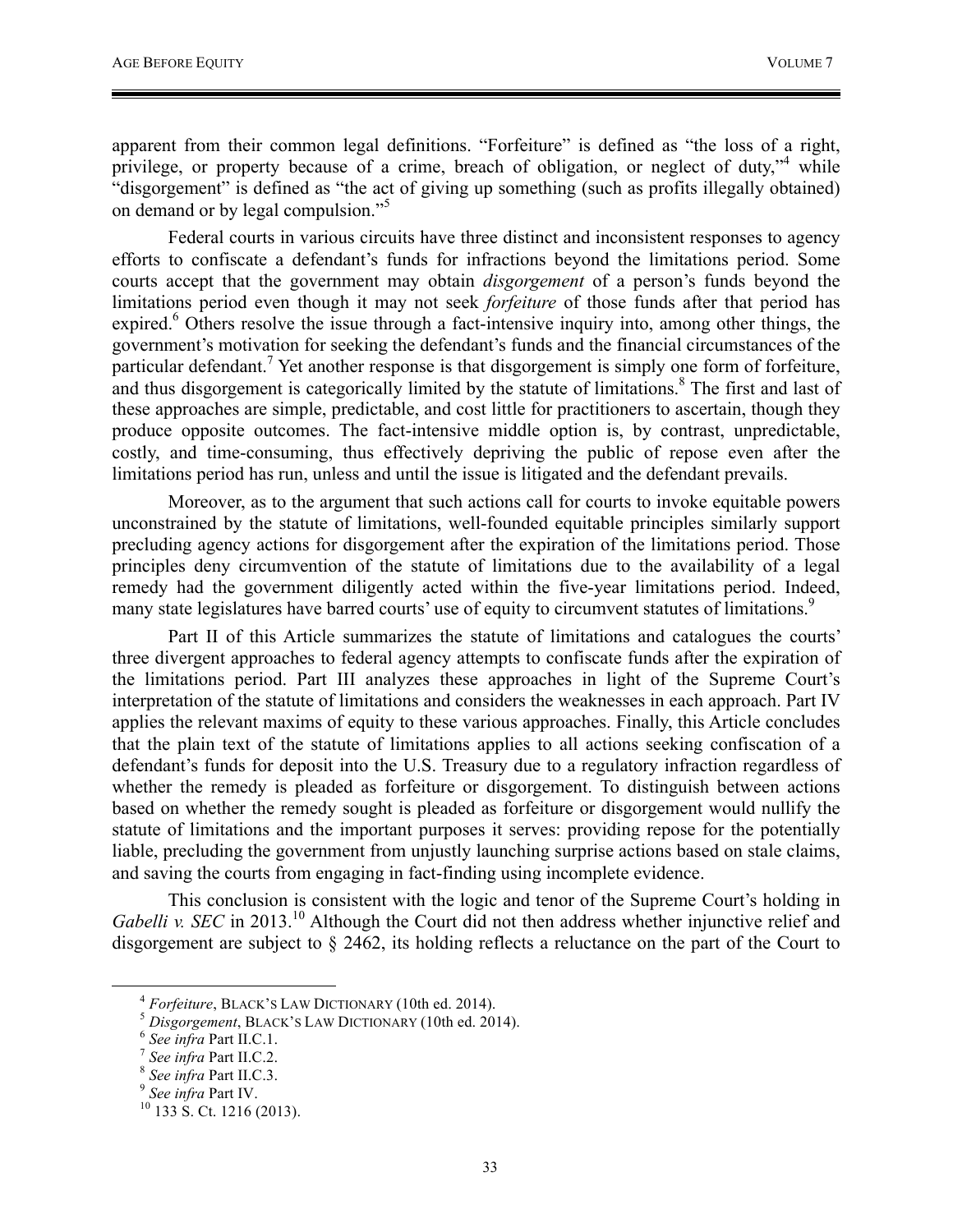apparent from their common legal definitions. "Forfeiture" is defined as "the loss of a right, privilege, or property because of a crime, breach of obligation, or neglect of duty,"[4] while "disgorgement" is defined as "the act of giving up something (such as profits illegally obtained) on demand or by legal compulsion."[5]

Federal courts in various circuits have three distinct and inconsistent responses to agency efforts to confiscate a defendant's funds for infractions beyond the limitations period. Some courts accept that the government may obtain *disgorgement* of a person's funds beyond the limitations period even though it may not seek *forfeiture* of those funds after that period has expired.[6] Others resolve the issue through a fact-intensive inquiry into, among other things, the government's motivation for seeking the defendant's funds and the financial circumstances of the particular defendant.[7] Yet another response is that disgorgement is simply one form of forfeiture, and thus disgorgement is categorically limited by the statute of limitations.[8] The first and last of these approaches are simple, predictable, and cost little for practitioners to ascertain, though they produce opposite outcomes. The fact-intensive middle option is, by contrast, unpredictable, costly, and time-consuming, thus effectively depriving the public of repose even after the limitations period has run, unless and until the issue is litigated and the defendant prevails.

Moreover, as to the argument that such actions call for courts to invoke equitable powers unconstrained by the statute of limitations, well-founded equitable principles similarly support precluding agency actions for disgorgement after the expiration of the limitations period. Those principles deny circumvention of the statute of limitations due to the availability of a legal remedy had the government diligently acted within the five-year limitations period. Indeed, many state legislatures have barred courts' use of equity to circumvent statutes of limitations.[9]

Part II of this Article summarizes the statute of limitations and catalogues the courts' three divergent approaches to federal agency attempts to confiscate funds after the expiration of the limitations period. Part III analyzes these approaches in light of the Supreme Court's interpretation of the statute of limitations and considers the weaknesses in each approach. Part IV applies the relevant maxims of equity to these various approaches. Finally, this Article concludes that the plain text of the statute of limitations applies to all actions seeking confiscation of a defendant's funds for deposit into the U.S. Treasury due to a regulatory infraction regardless of whether the remedy is pleaded as forfeiture or disgorgement. To distinguish between actions based on whether the remedy sought is pleaded as forfeiture or disgorgement would nullify the statute of limitations and the important purposes it serves: providing repose for the potentially liable, precluding the government from unjustly launching surprise actions based on stale claims, and saving the courts from engaging in fact-finding using incomplete evidence.

This conclusion is consistent with the logic and tenor of the Supreme Court's holding in *Gabelli v. SEC* in 2013.[10] Although the Court did not then address whether injunctive relief and disgorgement are subject to § 2462, its holding reflects a reluctance on the part of the Court to

---

[4] *Forfeiture*, BLACK'S LAW DICTIONARY (10th ed. 2014).
[5] *Disgorgement*, BLACK'S LAW DICTIONARY (10th ed. 2014).
[6] *See infra* Part II.C.1.
[7] *See infra* Part II.C.2.
[8] *See infra* Part II.C.3.
[9] *See infra* Part IV.
[10] 133 S. Ct. 1216 (2013).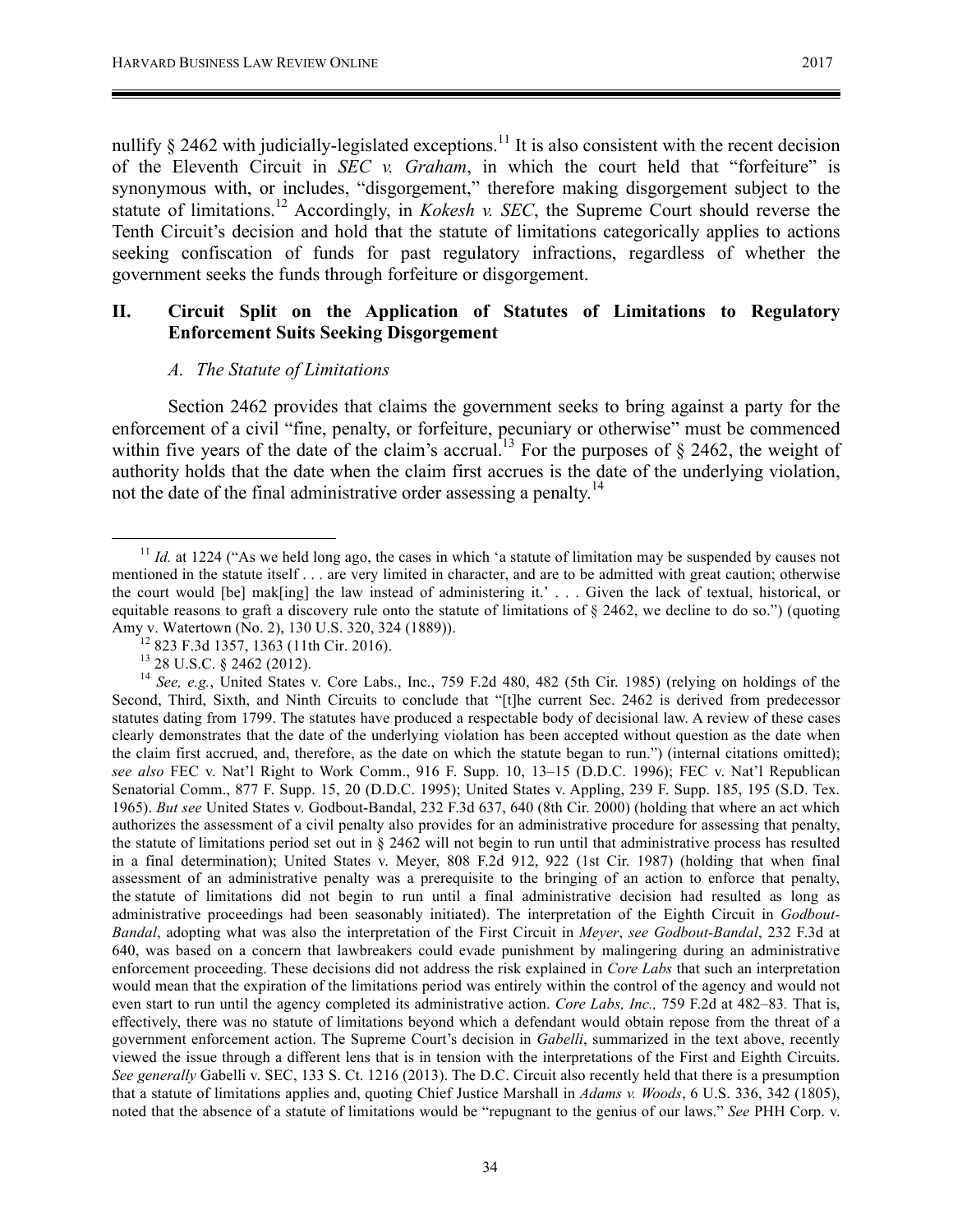nullify § 2462 with judicially-legislated exceptions.[11] It is also consistent with the recent decision of the Eleventh Circuit in *SEC v. Graham*, in which the court held that "forfeiture" is synonymous with, or includes, "disgorgement," therefore making disgorgement subject to the statute of limitations.[12] Accordingly, in *Kokesh v. SEC*, the Supreme Court should reverse the Tenth Circuit's decision and hold that the statute of limitations categorically applies to actions seeking confiscation of funds for past regulatory infractions, regardless of whether the government seeks the funds through forfeiture or disgorgement.

## II. Circuit Split on the Application of Statutes of Limitations to Regulatory Enforcement Suits Seeking Disgorgement

### *A. The Statute of Limitations*

Section 2462 provides that claims the government seeks to bring against a party for the enforcement of a civil "fine, penalty, or forfeiture, pecuniary or otherwise" must be commenced within five years of the date of the claim's accrual.[13] For the purposes of § 2462, the weight of authority holds that the date when the claim first accrues is the date of the underlying violation, not the date of the final administrative order assessing a penalty.[14]

---

[11] *Id.* at 1224 ("As we held long ago, the cases in which 'a statute of limitation may be suspended by causes not mentioned in the statute itself . . . are very limited in character, and are to be admitted with great caution; otherwise the court would [be] mak[ing] the law instead of administering it.' . . . Given the lack of textual, historical, or equitable reasons to graft a discovery rule onto the statute of limitations of § 2462, we decline to do so.") (quoting Amy v. Watertown (No. 2), 130 U.S. 320, 324 (1889)).

[12] 823 F.3d 1357, 1363 (11th Cir. 2016).

[13] 28 U.S.C. § 2462 (2012).

[14] *See, e.g.*, United States v. Core Labs., Inc., 759 F.2d 480, 482 (5th Cir. 1985) (relying on holdings of the Second, Third, Sixth, and Ninth Circuits to conclude that "[t]he current Sec. 2462 is derived from predecessor statutes dating from 1799. The statutes have produced a respectable body of decisional law. A review of these cases clearly demonstrates that the date of the underlying violation has been accepted without question as the date when the claim first accrued, and, therefore, as the date on which the statute began to run.") (internal citations omitted); *see also* FEC v. Nat'l Right to Work Comm., 916 F. Supp. 10, 13–15 (D.D.C. 1996); FEC v. Nat'l Republican Senatorial Comm., 877 F. Supp. 15, 20 (D.D.C. 1995); United States v. Appling, 239 F. Supp. 185, 195 (S.D. Tex. 1965). *But see* United States v. Godbout-Bandal, 232 F.3d 637, 640 (8th Cir. 2000) (holding that where an act which authorizes the assessment of a civil penalty also provides for an administrative procedure for assessing that penalty, the statute of limitations period set out in § 2462 will not begin to run until that administrative process has resulted in a final determination); United States v. Meyer, 808 F.2d 912, 922 (1st Cir. 1987) (holding that when final assessment of an administrative penalty was a prerequisite to the bringing of an action to enforce that penalty, the statute of limitations did not begin to run until a final administrative decision had resulted as long as administrative proceedings had been seasonably initiated). The interpretation of the Eighth Circuit in *Godbout-Bandal*, adopting what was also the interpretation of the First Circuit in *Meyer*, *see Godbout-Bandal*, 232 F.3d at 640, was based on a concern that lawbreakers could evade punishment by malingering during an administrative enforcement proceeding. These decisions did not address the risk explained in *Core Labs* that such an interpretation would mean that the expiration of the limitations period was entirely within the control of the agency and would not even start to run until the agency completed its administrative action. *Core Labs, Inc.,* 759 F.2d at 482–83. That is, effectively, there was no statute of limitations beyond which a defendant would obtain repose from the threat of a government enforcement action. The Supreme Court's decision in *Gabelli*, summarized in the text above, recently viewed the issue through a different lens that is in tension with the interpretations of the First and Eighth Circuits. *See generally* Gabelli v. SEC, 133 S. Ct. 1216 (2013). The D.C. Circuit also recently held that there is a presumption that a statute of limitations applies and, quoting Chief Justice Marshall in *Adams v. Woods*, 6 U.S. 336, 342 (1805), noted that the absence of a statute of limitations would be "repugnant to the genius of our laws." *See* PHH Corp. v.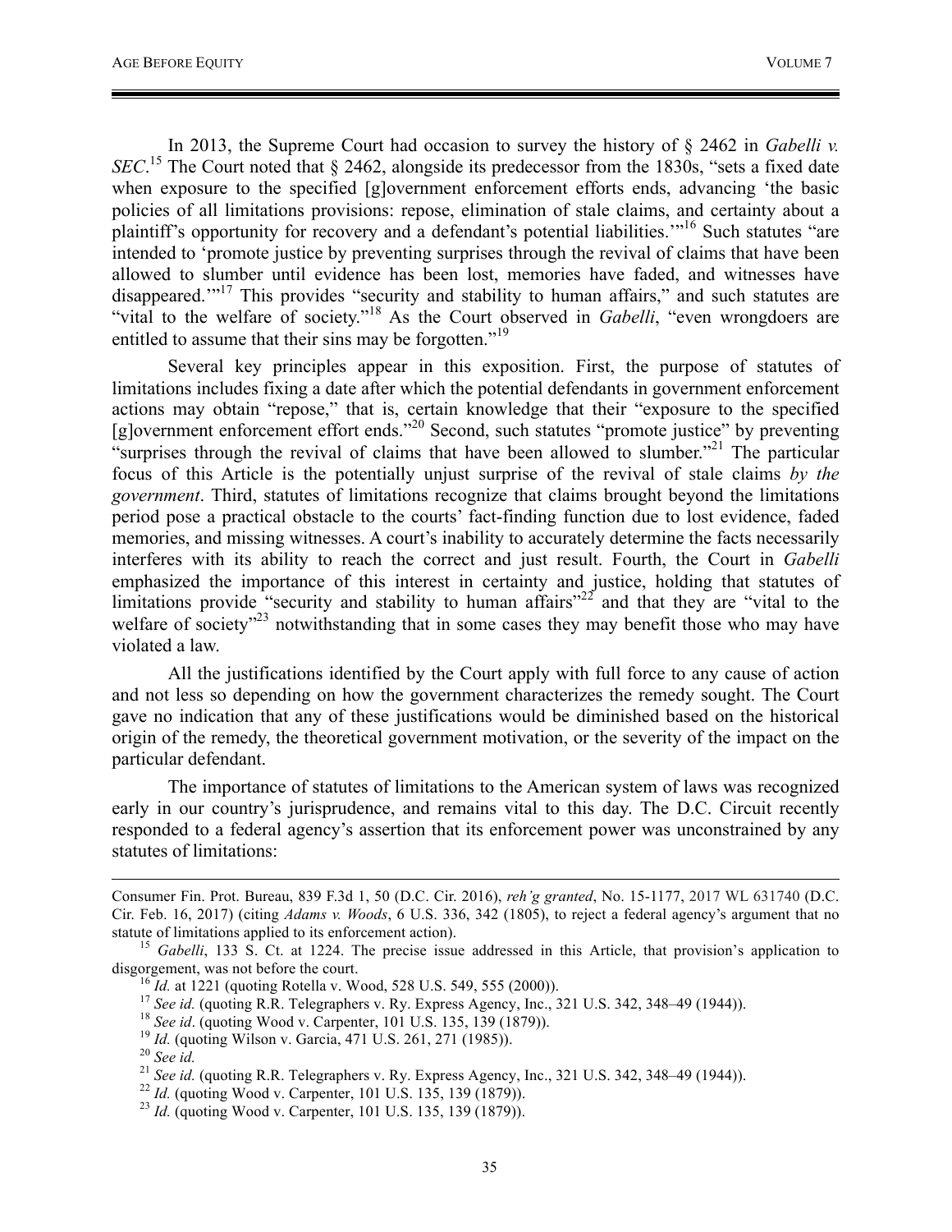In 2013, the Supreme Court had occasion to survey the history of § 2462 in *Gabelli v. SEC*.[15] The Court noted that § 2462, alongside its predecessor from the 1830s, "sets a fixed date when exposure to the specified [g]overnment enforcement efforts ends, advancing 'the basic policies of all limitations provisions: repose, elimination of stale claims, and certainty about a plaintiff's opportunity for recovery and a defendant's potential liabilities.'"[16] Such statutes "are intended to 'promote justice by preventing surprises through the revival of claims that have been allowed to slumber until evidence has been lost, memories have faded, and witnesses have disappeared.'"[17] This provides "security and stability to human affairs," and such statutes are "vital to the welfare of society."[18] As the Court observed in *Gabelli*, "even wrongdoers are entitled to assume that their sins may be forgotten."[19]

Several key principles appear in this exposition. First, the purpose of statutes of limitations includes fixing a date after which the potential defendants in government enforcement actions may obtain "repose," that is, certain knowledge that their "exposure to the specified [g]overnment enforcement effort ends."[20] Second, such statutes "promote justice" by preventing "surprises through the revival of claims that have been allowed to slumber."[21] The particular focus of this Article is the potentially unjust surprise of the revival of stale claims *by the government*. Third, statutes of limitations recognize that claims brought beyond the limitations period pose a practical obstacle to the courts' fact-finding function due to lost evidence, faded memories, and missing witnesses. A court's inability to accurately determine the facts necessarily interferes with its ability to reach the correct and just result. Fourth, the Court in *Gabelli* emphasized the importance of this interest in certainty and justice, holding that statutes of limitations provide "security and stability to human affairs"[22] and that they are "vital to the welfare of society"[23] notwithstanding that in some cases they may benefit those who may have violated a law.

All the justifications identified by the Court apply with full force to any cause of action and not less so depending on how the government characterizes the remedy sought. The Court gave no indication that any of these justifications would be diminished based on the historical origin of the remedy, the theoretical government motivation, or the severity of the impact on the particular defendant.

The importance of statutes of limitations to the American system of laws was recognized early in our country's jurisprudence, and remains vital to this day. The D.C. Circuit recently responded to a federal agency's assertion that its enforcement power was unconstrained by any statutes of limitations:

---

Consumer Fin. Prot. Bureau, 839 F.3d 1, 50 (D.C. Cir. 2016), *reh'g granted*, No. 15-1177, 2017 WL 631740 (D.C. Cir. Feb. 16, 2017) (citing *Adams v. Woods*, 6 U.S. 336, 342 (1805), to reject a federal agency's argument that no statute of limitations applied to its enforcement action).

[15] *Gabelli*, 133 S. Ct. at 1224. The precise issue addressed in this Article, that provision's application to disgorgement, was not before the court.

[16] *Id.* at 1221 (quoting Rotella v. Wood, 528 U.S. 549, 555 (2000)).

[17] *See id.* (quoting R.R. Telegraphers v. Ry. Express Agency, Inc., 321 U.S. 342, 348–49 (1944)).

[18] *See id*. (quoting Wood v. Carpenter, 101 U.S. 135, 139 (1879)).

[19] *Id.* (quoting Wilson v. Garcia, 471 U.S. 261, 271 (1985)).

[20] *See id.*

[21] *See id.* (quoting R.R. Telegraphers v. Ry. Express Agency, Inc., 321 U.S. 342, 348–49 (1944)).

[22] *Id.* (quoting Wood v. Carpenter, 101 U.S. 135, 139 (1879)).

[23] *Id.* (quoting Wood v. Carpenter, 101 U.S. 135, 139 (1879)).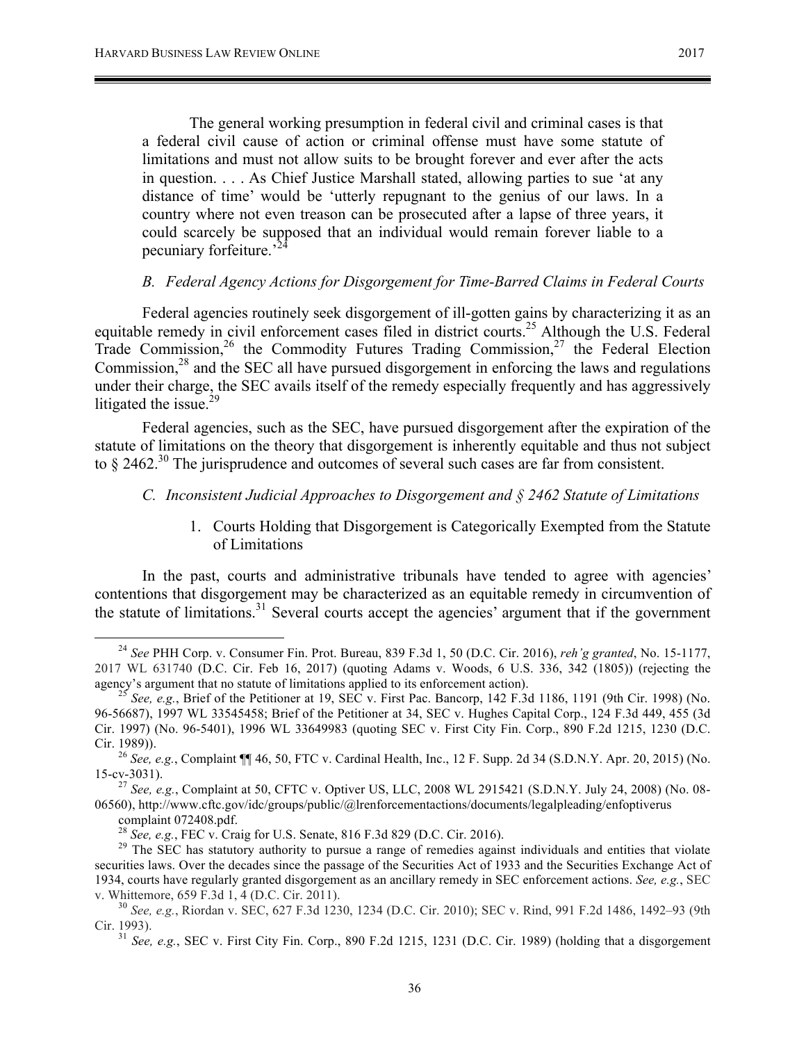> The general working presumption in federal civil and criminal cases is that a federal civil cause of action or criminal offense must have some statute of limitations and must not allow suits to be brought forever and ever after the acts in question. . . . As Chief Justice Marshall stated, allowing parties to sue 'at any distance of time' would be 'utterly repugnant to the genius of our laws. In a country where not even treason can be prosecuted after a lapse of three years, it could scarcely be supposed that an individual would remain forever liable to a pecuniary forfeiture.'[24]

### *B. Federal Agency Actions for Disgorgement for Time-Barred Claims in Federal Courts*

Federal agencies routinely seek disgorgement of ill-gotten gains by characterizing it as an equitable remedy in civil enforcement cases filed in district courts.[25] Although the U.S. Federal Trade Commission,[26] the Commodity Futures Trading Commission,[27] the Federal Election Commission,[28] and the SEC all have pursued disgorgement in enforcing the laws and regulations under their charge, the SEC avails itself of the remedy especially frequently and has aggressively litigated the issue.[29]

Federal agencies, such as the SEC, have pursued disgorgement after the expiration of the statute of limitations on the theory that disgorgement is inherently equitable and thus not subject to § 2462.[30] The jurisprudence and outcomes of several such cases are far from consistent.

### *C. Inconsistent Judicial Approaches to Disgorgement and § 2462 Statute of Limitations*

#### 1. Courts Holding that Disgorgement is Categorically Exempted from the Statute of Limitations

In the past, courts and administrative tribunals have tended to agree with agencies' contentions that disgorgement may be characterized as an equitable remedy in circumvention of the statute of limitations.[31] Several courts accept the agencies' argument that if the government

---

[24] *See* PHH Corp. v. Consumer Fin. Prot. Bureau, 839 F.3d 1, 50 (D.C. Cir. 2016), *reh'g granted*, No. 15-1177, 2017 WL 631740 (D.C. Cir. Feb 16, 2017) (quoting Adams v. Woods, 6 U.S. 336, 342 (1805)) (rejecting the agency's argument that no statute of limitations applied to its enforcement action).

[25] *See, e.g.*, Brief of the Petitioner at 19, SEC v. First Pac. Bancorp, 142 F.3d 1186, 1191 (9th Cir. 1998) (No. 96-56687), 1997 WL 33545458; Brief of the Petitioner at 34, SEC v. Hughes Capital Corp., 124 F.3d 449, 455 (3d Cir. 1997) (No. 96-5401), 1996 WL 33649983 (quoting SEC v. First City Fin. Corp., 890 F.2d 1215, 1230 (D.C. Cir. 1989)).

[26] *See, e.g.*, Complaint ¶¶ 46, 50, FTC v. Cardinal Health, Inc., 12 F. Supp. 2d 34 (S.D.N.Y. Apr. 20, 2015) (No. 15-cv-3031).

[27] *See, e.g.*, Complaint at 50, CFTC v. Optiver US, LLC, 2008 WL 2915421 (S.D.N.Y. July 24, 2008) (No. 08-06560), http://www.cftc.gov/idc/groups/public/@lrenforcementactions/documents/legalpleading/enfoptiverus complaint 072408.pdf.

[28] *See, e.g.*, FEC v. Craig for U.S. Senate, 816 F.3d 829 (D.C. Cir. 2016).

[29] The SEC has statutory authority to pursue a range of remedies against individuals and entities that violate securities laws. Over the decades since the passage of the Securities Act of 1933 and the Securities Exchange Act of 1934, courts have regularly granted disgorgement as an ancillary remedy in SEC enforcement actions. *See, e.g.*, SEC v. Whittemore, 659 F.3d 1, 4 (D.C. Cir. 2011).

[30] *See, e.g.*, Riordan v. SEC, 627 F.3d 1230, 1234 (D.C. Cir. 2010); SEC v. Rind, 991 F.2d 1486, 1492–93 (9th Cir. 1993).

[31] *See, e.g.*, SEC v. First City Fin. Corp., 890 F.2d 1215, 1231 (D.C. Cir. 1989) (holding that a disgorgement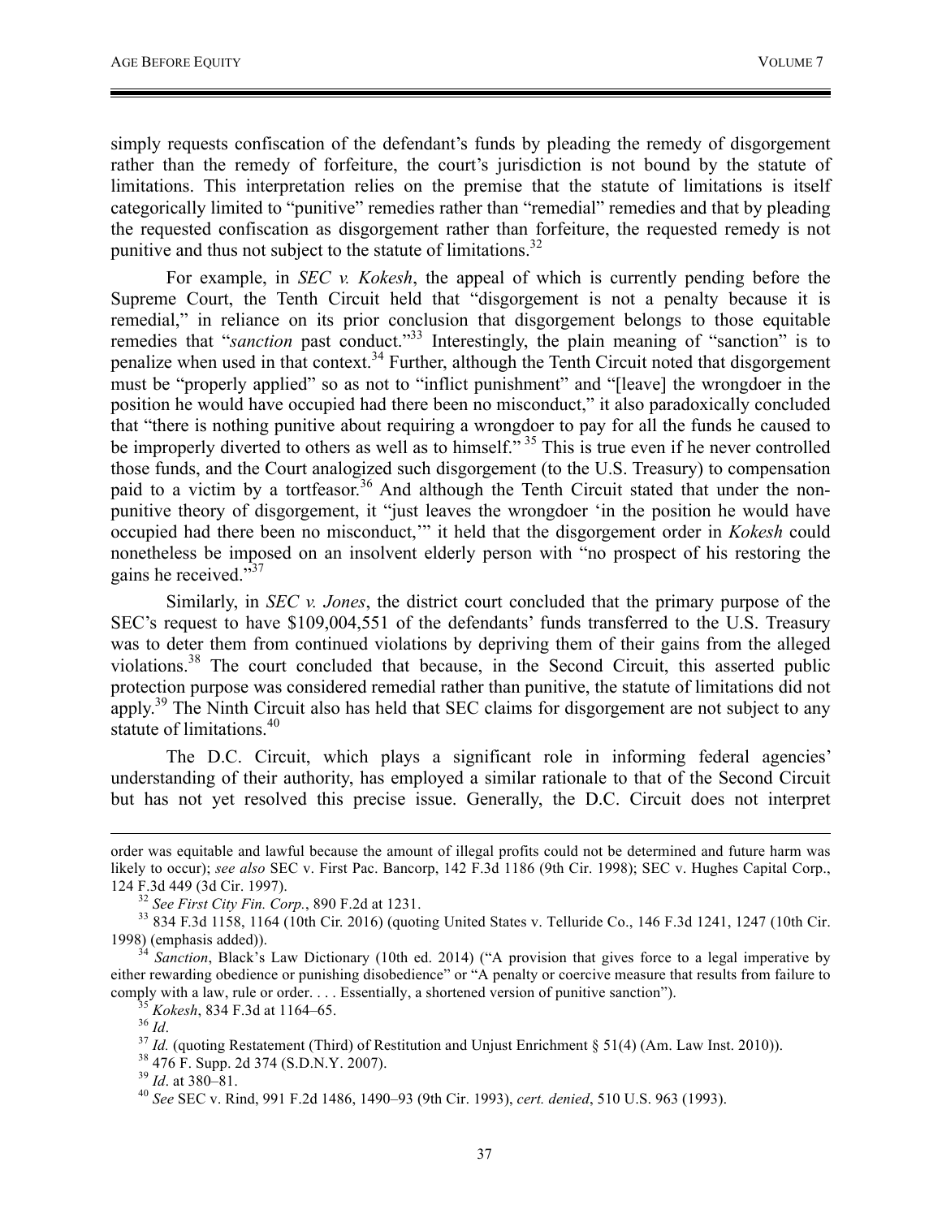simply requests confiscation of the defendant's funds by pleading the remedy of disgorgement rather than the remedy of forfeiture, the court's jurisdiction is not bound by the statute of limitations. This interpretation relies on the premise that the statute of limitations is itself categorically limited to "punitive" remedies rather than "remedial" remedies and that by pleading the requested confiscation as disgorgement rather than forfeiture, the requested remedy is not punitive and thus not subject to the statute of limitations.[32]

For example, in *SEC v. Kokesh*, the appeal of which is currently pending before the Supreme Court, the Tenth Circuit held that "disgorgement is not a penalty because it is remedial," in reliance on its prior conclusion that disgorgement belongs to those equitable remedies that "*sanction* past conduct."[33] Interestingly, the plain meaning of "sanction" is to penalize when used in that context.[34] Further, although the Tenth Circuit noted that disgorgement must be "properly applied" so as not to "inflict punishment" and "[leave] the wrongdoer in the position he would have occupied had there been no misconduct," it also paradoxically concluded that "there is nothing punitive about requiring a wrongdoer to pay for all the funds he caused to be improperly diverted to others as well as to himself."[35] This is true even if he never controlled those funds, and the Court analogized such disgorgement (to the U.S. Treasury) to compensation paid to a victim by a tortfeasor.[36] And although the Tenth Circuit stated that under the non-punitive theory of disgorgement, it "just leaves the wrongdoer 'in the position he would have occupied had there been no misconduct,'" it held that the disgorgement order in *Kokesh* could nonetheless be imposed on an insolvent elderly person with "no prospect of his restoring the gains he received."[37]

Similarly, in *SEC v. Jones*, the district court concluded that the primary purpose of the SEC's request to have $109,004,551 of the defendants' funds transferred to the U.S. Treasury was to deter them from continued violations by depriving them of their gains from the alleged violations.[38] The court concluded that because, in the Second Circuit, this asserted public protection purpose was considered remedial rather than punitive, the statute of limitations did not apply.[39] The Ninth Circuit also has held that SEC claims for disgorgement are not subject to any statute of limitations.[40]

The D.C. Circuit, which plays a significant role in informing federal agencies' understanding of their authority, has employed a similar rationale to that of the Second Circuit but has not yet resolved this precise issue. Generally, the D.C. Circuit does not interpret

---

order was equitable and lawful because the amount of illegal profits could not be determined and future harm was likely to occur); *see also* SEC v. First Pac. Bancorp, 142 F.3d 1186 (9th Cir. 1998); SEC v. Hughes Capital Corp., 124 F.3d 449 (3d Cir. 1997).

[32] *See First City Fin. Corp.*, 890 F.2d at 1231.

[33] 834 F.3d 1158, 1164 (10th Cir. 2016) (quoting United States v. Telluride Co., 146 F.3d 1241, 1247 (10th Cir. 1998) (emphasis added)).

[34] *Sanction*, Black's Law Dictionary (10th ed. 2014) ("A provision that gives force to a legal imperative by either rewarding obedience or punishing disobedience" or "A penalty or coercive measure that results from failure to comply with a law, rule or order. . . . Essentially, a shortened version of punitive sanction").

[35] *Kokesh*, 834 F.3d at 1164–65.

[36] *Id*.

[37] *Id.* (quoting Restatement (Third) of Restitution and Unjust Enrichment § 51(4) (Am. Law Inst. 2010)).

[38] 476 F. Supp. 2d 374 (S.D.N.Y. 2007).

[39] *Id*. at 380–81.

[40] *See* SEC v. Rind, 991 F.2d 1486, 1490–93 (9th Cir. 1993), *cert. denied*, 510 U.S. 963 (1993).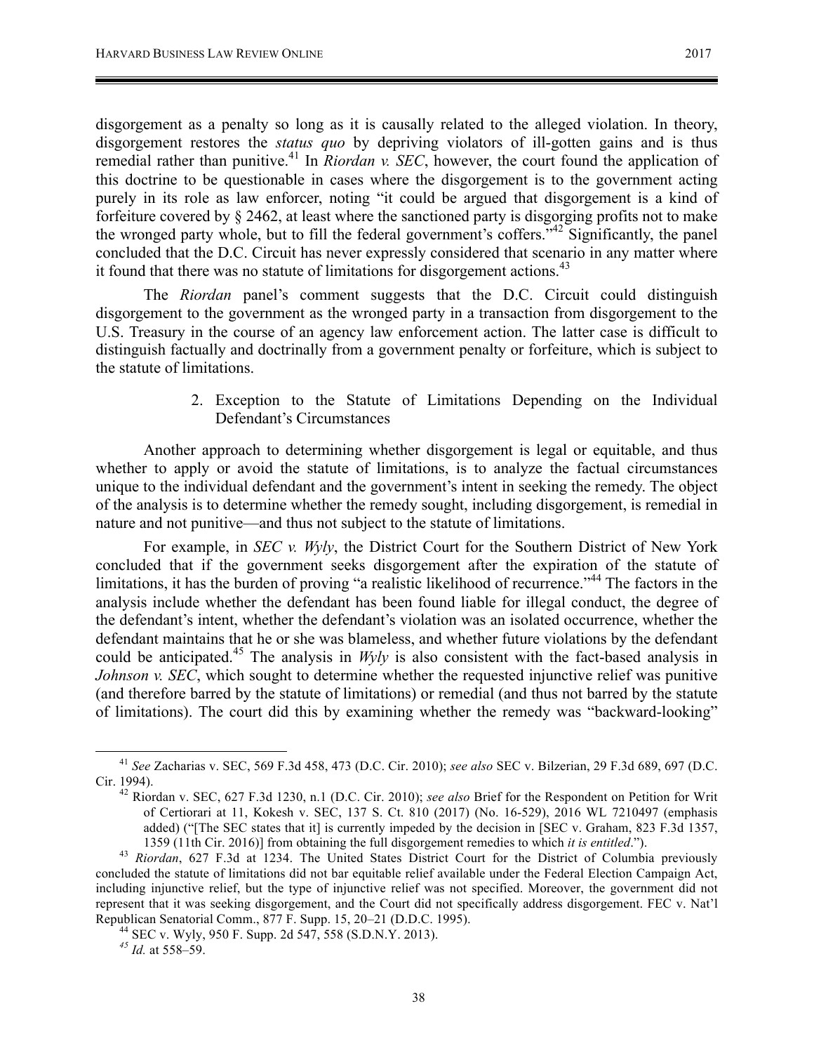disgorgement as a penalty so long as it is causally related to the alleged violation. In theory, disgorgement restores the *status quo* by depriving violators of ill-gotten gains and is thus remedial rather than punitive.[41] In *Riordan v. SEC*, however, the court found the application of this doctrine to be questionable in cases where the disgorgement is to the government acting purely in its role as law enforcer, noting "it could be argued that disgorgement is a kind of forfeiture covered by § 2462, at least where the sanctioned party is disgorging profits not to make the wronged party whole, but to fill the federal government's coffers."[42] Significantly, the panel concluded that the D.C. Circuit has never expressly considered that scenario in any matter where it found that there was no statute of limitations for disgorgement actions.[43]

The *Riordan* panel's comment suggests that the D.C. Circuit could distinguish disgorgement to the government as the wronged party in a transaction from disgorgement to the U.S. Treasury in the course of an agency law enforcement action. The latter case is difficult to distinguish factually and doctrinally from a government penalty or forfeiture, which is subject to the statute of limitations.

#### 2. Exception to the Statute of Limitations Depending on the Individual Defendant's Circumstances

Another approach to determining whether disgorgement is legal or equitable, and thus whether to apply or avoid the statute of limitations, is to analyze the factual circumstances unique to the individual defendant and the government's intent in seeking the remedy. The object of the analysis is to determine whether the remedy sought, including disgorgement, is remedial in nature and not punitive—and thus not subject to the statute of limitations.

For example, in *SEC v. Wyly*, the District Court for the Southern District of New York concluded that if the government seeks disgorgement after the expiration of the statute of limitations, it has the burden of proving "a realistic likelihood of recurrence."[44] The factors in the analysis include whether the defendant has been found liable for illegal conduct, the degree of the defendant's intent, whether the defendant's violation was an isolated occurrence, whether the defendant maintains that he or she was blameless, and whether future violations by the defendant could be anticipated.[45] The analysis in *Wyly* is also consistent with the fact-based analysis in *Johnson v. SEC*, which sought to determine whether the requested injunctive relief was punitive (and therefore barred by the statute of limitations) or remedial (and thus not barred by the statute of limitations). The court did this by examining whether the remedy was "backward-looking"

---

[41] *See* Zacharias v. SEC, 569 F.3d 458, 473 (D.C. Cir. 2010); *see also* SEC v. Bilzerian, 29 F.3d 689, 697 (D.C. Cir. 1994).

[42] Riordan v. SEC, 627 F.3d 1230, n.1 (D.C. Cir. 2010); *see also* Brief for the Respondent on Petition for Writ of Certiorari at 11, Kokesh v. SEC, 137 S. Ct. 810 (2017) (No. 16-529), 2016 WL 7210497 (emphasis added) ("[The SEC states that it] is currently impeded by the decision in [SEC v. Graham, 823 F.3d 1357, 1359 (11th Cir. 2016)] from obtaining the full disgorgement remedies to which *it is entitled*.").

[43] *Riordan*, 627 F.3d at 1234. The United States District Court for the District of Columbia previously concluded the statute of limitations did not bar equitable relief available under the Federal Election Campaign Act, including injunctive relief, but the type of injunctive relief was not specified. Moreover, the government did not represent that it was seeking disgorgement, and the Court did not specifically address disgorgement. FEC v. Nat'l Republican Senatorial Comm., 877 F. Supp. 15, 20–21 (D.D.C. 1995).

[44] SEC v. Wyly, 950 F. Supp. 2d 547, 558 (S.D.N.Y. 2013).

[45] *Id.* at 558–59.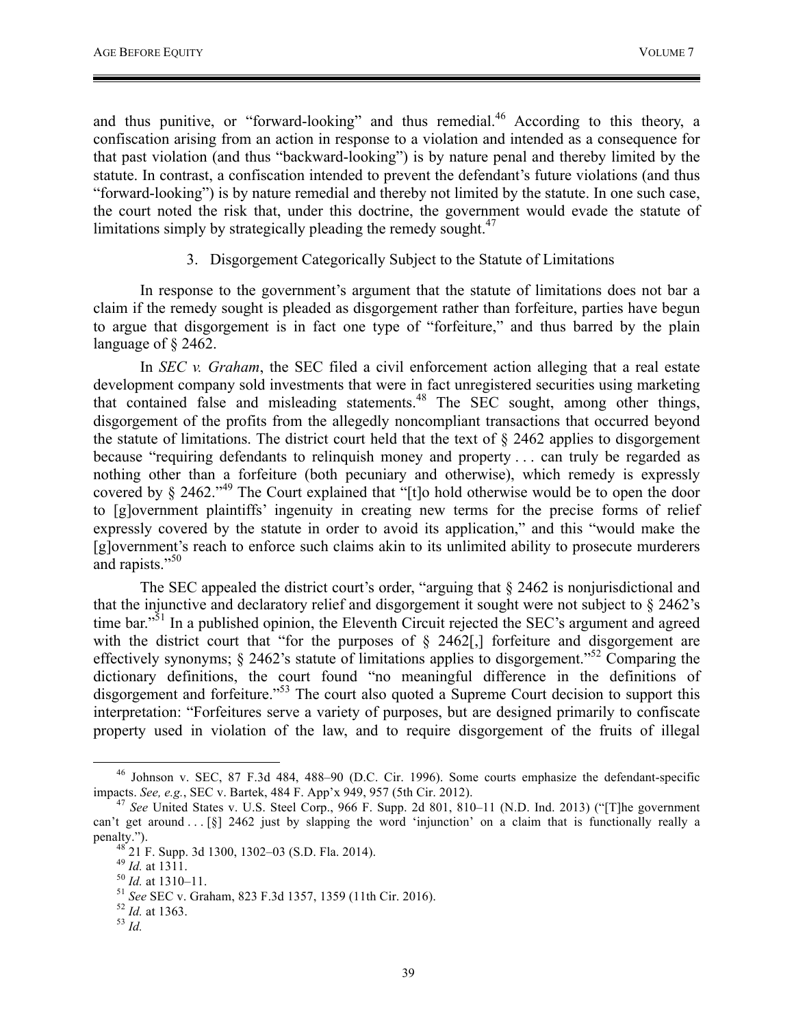and thus punitive, or "forward-looking" and thus remedial.[46] According to this theory, a confiscation arising from an action in response to a violation and intended as a consequence for that past violation (and thus "backward-looking") is by nature penal and thereby limited by the statute. In contrast, a confiscation intended to prevent the defendant's future violations (and thus "forward-looking") is by nature remedial and thereby not limited by the statute. In one such case, the court noted the risk that, under this doctrine, the government would evade the statute of limitations simply by strategically pleading the remedy sought.[47]

### 3. Disgorgement Categorically Subject to the Statute of Limitations

In response to the government's argument that the statute of limitations does not bar a claim if the remedy sought is pleaded as disgorgement rather than forfeiture, parties have begun to argue that disgorgement is in fact one type of "forfeiture," and thus barred by the plain language of § 2462.

In *SEC v. Graham*, the SEC filed a civil enforcement action alleging that a real estate development company sold investments that were in fact unregistered securities using marketing that contained false and misleading statements.[48] The SEC sought, among other things, disgorgement of the profits from the allegedly noncompliant transactions that occurred beyond the statute of limitations. The district court held that the text of § 2462 applies to disgorgement because "requiring defendants to relinquish money and property . . . can truly be regarded as nothing other than a forfeiture (both pecuniary and otherwise), which remedy is expressly covered by § 2462."[49] The Court explained that "[t]o hold otherwise would be to open the door to [g]overnment plaintiffs' ingenuity in creating new terms for the precise forms of relief expressly covered by the statute in order to avoid its application," and this "would make the [g]overnment's reach to enforce such claims akin to its unlimited ability to prosecute murderers and rapists."[50]

The SEC appealed the district court's order, "arguing that § 2462 is nonjurisdictional and that the injunctive and declaratory relief and disgorgement it sought were not subject to § 2462's time bar."[51] In a published opinion, the Eleventh Circuit rejected the SEC's argument and agreed with the district court that "for the purposes of § 2462[,] forfeiture and disgorgement are effectively synonyms; § 2462's statute of limitations applies to disgorgement."[52] Comparing the dictionary definitions, the court found "no meaningful difference in the definitions of disgorgement and forfeiture."[53] The court also quoted a Supreme Court decision to support this interpretation: "Forfeitures serve a variety of purposes, but are designed primarily to confiscate property used in violation of the law, and to require disgorgement of the fruits of illegal

---

[46] Johnson v. SEC, 87 F.3d 484, 488–90 (D.C. Cir. 1996). Some courts emphasize the defendant-specific impacts. *See, e.g.*, SEC v. Bartek, 484 F. App'x 949, 957 (5th Cir. 2012).

[47] *See* United States v. U.S. Steel Corp., 966 F. Supp. 2d 801, 810–11 (N.D. Ind. 2013) ("[T]he government can't get around . . . [§] 2462 just by slapping the word 'injunction' on a claim that is functionally really a penalty.").

[48] 21 F. Supp. 3d 1300, 1302–03 (S.D. Fla. 2014).

[49] *Id.* at 1311.

[50] *Id.* at 1310–11.

[51] *See* SEC v. Graham, 823 F.3d 1357, 1359 (11th Cir. 2016).

[52] *Id.* at 1363.

[53] *Id.*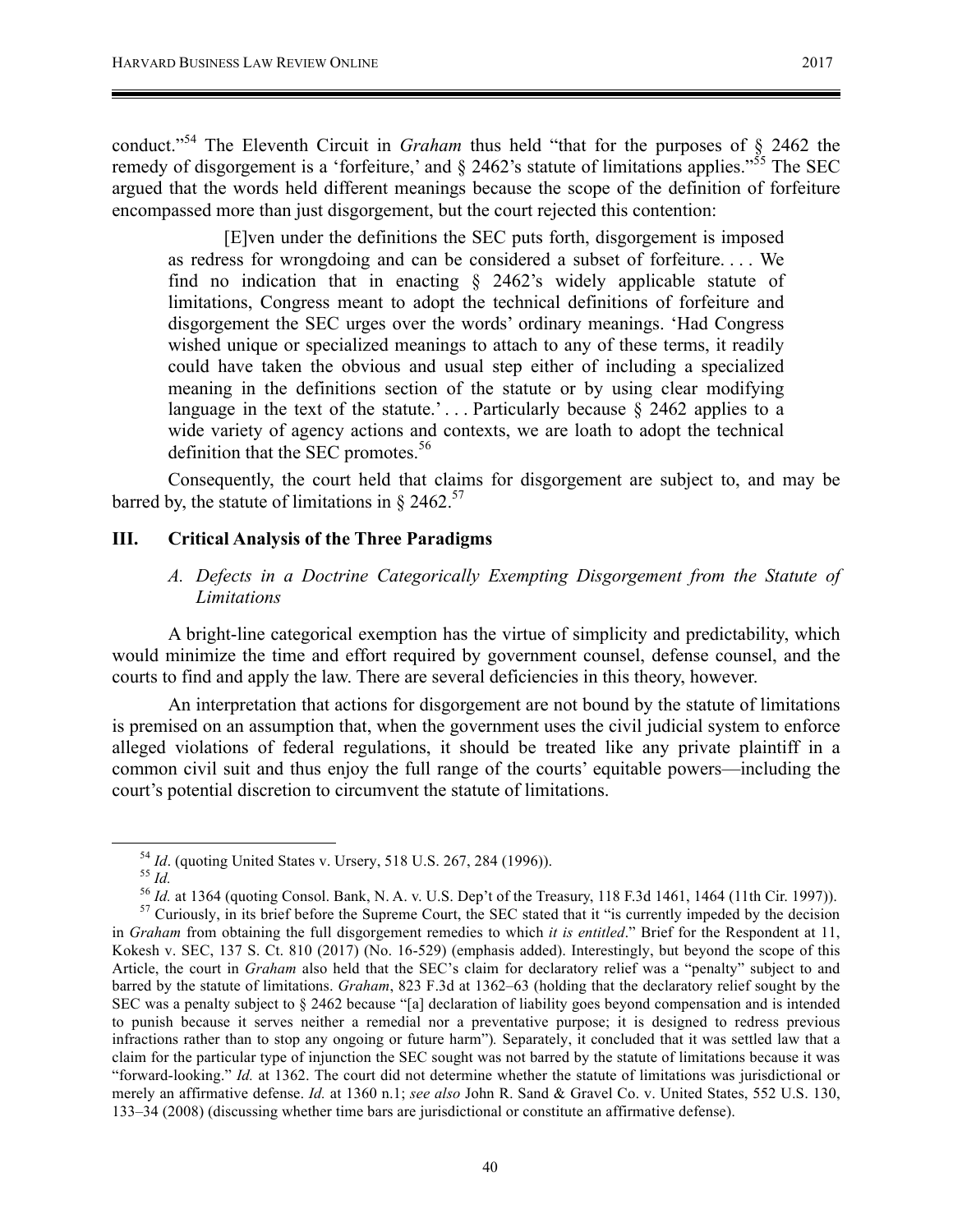conduct."[54] The Eleventh Circuit in *Graham* thus held "that for the purposes of § 2462 the remedy of disgorgement is a 'forfeiture,' and § 2462's statute of limitations applies."[55] The SEC argued that the words held different meanings because the scope of the definition of forfeiture encompassed more than just disgorgement, but the court rejected this contention:

> [E]ven under the definitions the SEC puts forth, disgorgement is imposed as redress for wrongdoing and can be considered a subset of forfeiture. . . . We find no indication that in enacting § 2462's widely applicable statute of limitations, Congress meant to adopt the technical definitions of forfeiture and disgorgement the SEC urges over the words' ordinary meanings. 'Had Congress wished unique or specialized meanings to attach to any of these terms, it readily could have taken the obvious and usual step either of including a specialized meaning in the definitions section of the statute or by using clear modifying language in the text of the statute.' . . . Particularly because § 2462 applies to a wide variety of agency actions and contexts, we are loath to adopt the technical definition that the SEC promotes.[56]

Consequently, the court held that claims for disgorgement are subject to, and may be barred by, the statute of limitations in § 2462.[57]

## III. Critical Analysis of the Three Paradigms

### *A. Defects in a Doctrine Categorically Exempting Disgorgement from the Statute of Limitations*

A bright-line categorical exemption has the virtue of simplicity and predictability, which would minimize the time and effort required by government counsel, defense counsel, and the courts to find and apply the law. There are several deficiencies in this theory, however.

An interpretation that actions for disgorgement are not bound by the statute of limitations is premised on an assumption that, when the government uses the civil judicial system to enforce alleged violations of federal regulations, it should be treated like any private plaintiff in a common civil suit and thus enjoy the full range of the courts' equitable powers—including the court's potential discretion to circumvent the statute of limitations.

---

[54] *Id*. (quoting United States v. Ursery, 518 U.S. 267, 284 (1996)).

[55] *Id.*

[56] *Id.* at 1364 (quoting Consol. Bank, N. A. v. U.S. Dep't of the Treasury, 118 F.3d 1461, 1464 (11th Cir. 1997)).

[57] Curiously, in its brief before the Supreme Court, the SEC stated that it "is currently impeded by the decision in *Graham* from obtaining the full disgorgement remedies to which *it is entitled*." Brief for the Respondent at 11, Kokesh v. SEC, 137 S. Ct. 810 (2017) (No. 16-529) (emphasis added). Interestingly, but beyond the scope of this Article, the court in *Graham* also held that the SEC's claim for declaratory relief was a "penalty" subject to and barred by the statute of limitations. *Graham*, 823 F.3d at 1362–63 (holding that the declaratory relief sought by the SEC was a penalty subject to § 2462 because "[a] declaration of liability goes beyond compensation and is intended to punish because it serves neither a remedial nor a preventative purpose; it is designed to redress previous infractions rather than to stop any ongoing or future harm"). Separately, it concluded that it was settled law that a claim for the particular type of injunction the SEC sought was not barred by the statute of limitations because it was "forward-looking." *Id.* at 1362. The court did not determine whether the statute of limitations was jurisdictional or merely an affirmative defense. *Id.* at 1360 n.1; *see also* John R. Sand & Gravel Co. v. United States, 552 U.S. 130, 133–34 (2008) (discussing whether time bars are jurisdictional or constitute an affirmative defense).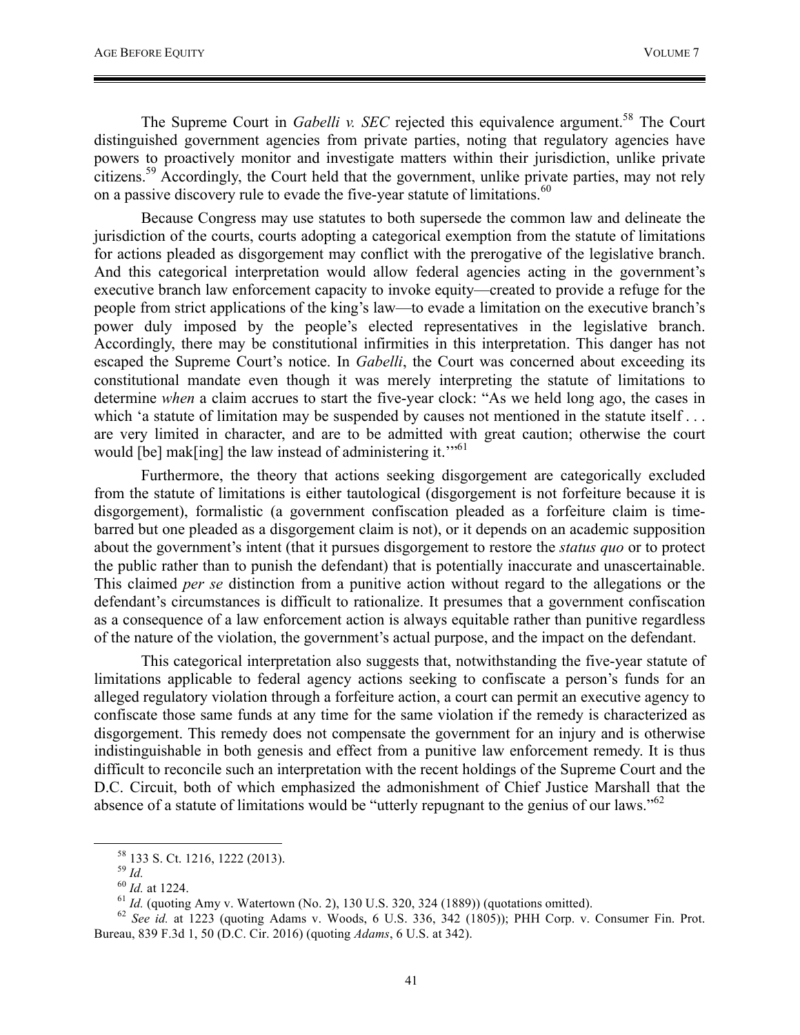The Supreme Court in *Gabelli v. SEC* rejected this equivalence argument.[58] The Court distinguished government agencies from private parties, noting that regulatory agencies have powers to proactively monitor and investigate matters within their jurisdiction, unlike private citizens.[59] Accordingly, the Court held that the government, unlike private parties, may not rely on a passive discovery rule to evade the five-year statute of limitations.[60]

Because Congress may use statutes to both supersede the common law and delineate the jurisdiction of the courts, courts adopting a categorical exemption from the statute of limitations for actions pleaded as disgorgement may conflict with the prerogative of the legislative branch. And this categorical interpretation would allow federal agencies acting in the government's executive branch law enforcement capacity to invoke equity—created to provide a refuge for the people from strict applications of the king's law—to evade a limitation on the executive branch's power duly imposed by the people's elected representatives in the legislative branch. Accordingly, there may be constitutional infirmities in this interpretation. This danger has not escaped the Supreme Court's notice. In *Gabelli*, the Court was concerned about exceeding its constitutional mandate even though it was merely interpreting the statute of limitations to determine *when* a claim accrues to start the five-year clock: "As we held long ago, the cases in which 'a statute of limitation may be suspended by causes not mentioned in the statute itself . . . are very limited in character, and are to be admitted with great caution; otherwise the court would [be] mak[ing] the law instead of administering it.'"[61]

Furthermore, the theory that actions seeking disgorgement are categorically excluded from the statute of limitations is either tautological (disgorgement is not forfeiture because it is disgorgement), formalistic (a government confiscation pleaded as a forfeiture claim is time-barred but one pleaded as a disgorgement claim is not), or it depends on an academic supposition about the government's intent (that it pursues disgorgement to restore the *status quo* or to protect the public rather than to punish the defendant) that is potentially inaccurate and unascertainable. This claimed *per se* distinction from a punitive action without regard to the allegations or the defendant's circumstances is difficult to rationalize. It presumes that a government confiscation as a consequence of a law enforcement action is always equitable rather than punitive regardless of the nature of the violation, the government's actual purpose, and the impact on the defendant.

This categorical interpretation also suggests that, notwithstanding the five-year statute of limitations applicable to federal agency actions seeking to confiscate a person's funds for an alleged regulatory violation through a forfeiture action, a court can permit an executive agency to confiscate those same funds at any time for the same violation if the remedy is characterized as disgorgement. This remedy does not compensate the government for an injury and is otherwise indistinguishable in both genesis and effect from a punitive law enforcement remedy. It is thus difficult to reconcile such an interpretation with the recent holdings of the Supreme Court and the D.C. Circuit, both of which emphasized the admonishment of Chief Justice Marshall that the absence of a statute of limitations would be "utterly repugnant to the genius of our laws."[62]

---

[58] 133 S. Ct. 1216, 1222 (2013).

[59] *Id.*

[60] *Id.* at 1224.

[61] *Id.* (quoting Amy v. Watertown (No. 2), 130 U.S. 320, 324 (1889)) (quotations omitted).

[62] *See id.* at 1223 (quoting Adams v. Woods, 6 U.S. 336, 342 (1805)); PHH Corp. v. Consumer Fin. Prot. Bureau, 839 F.3d 1, 50 (D.C. Cir. 2016) (quoting *Adams*, 6 U.S. at 342).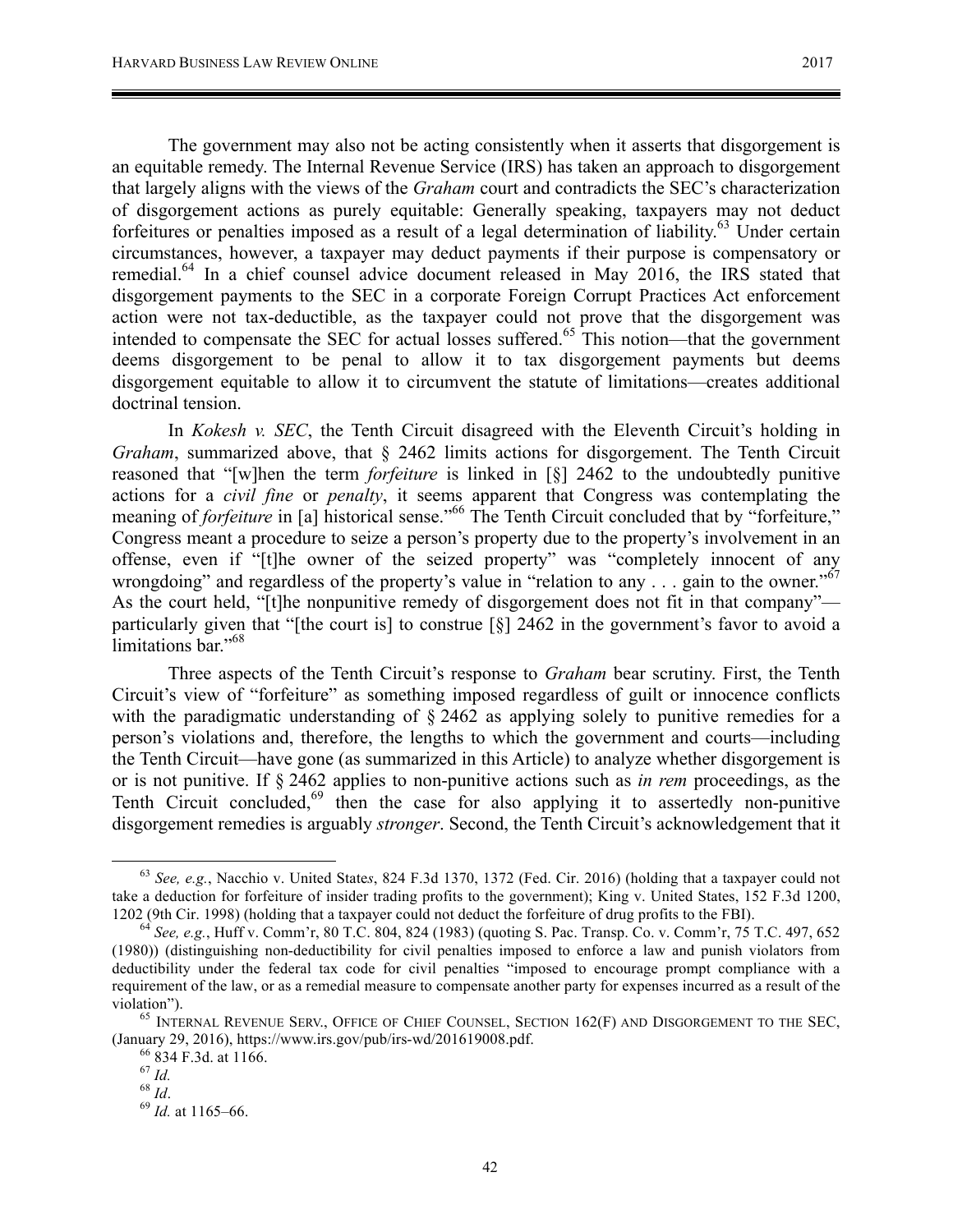The government may also not be acting consistently when it asserts that disgorgement is an equitable remedy. The Internal Revenue Service (IRS) has taken an approach to disgorgement that largely aligns with the views of the *Graham* court and contradicts the SEC's characterization of disgorgement actions as purely equitable: Generally speaking, taxpayers may not deduct forfeitures or penalties imposed as a result of a legal determination of liability.[63] Under certain circumstances, however, a taxpayer may deduct payments if their purpose is compensatory or remedial.[64] In a chief counsel advice document released in May 2016, the IRS stated that disgorgement payments to the SEC in a corporate Foreign Corrupt Practices Act enforcement action were not tax-deductible, as the taxpayer could not prove that the disgorgement was intended to compensate the SEC for actual losses suffered.[65] This notion—that the government deems disgorgement to be penal to allow it to tax disgorgement payments but deems disgorgement equitable to allow it to circumvent the statute of limitations—creates additional doctrinal tension.

In *Kokesh v. SEC*, the Tenth Circuit disagreed with the Eleventh Circuit's holding in *Graham*, summarized above, that § 2462 limits actions for disgorgement. The Tenth Circuit reasoned that "[w]hen the term *forfeiture* is linked in [§] 2462 to the undoubtedly punitive actions for a *civil fine* or *penalty*, it seems apparent that Congress was contemplating the meaning of *forfeiture* in [a] historical sense."[66] The Tenth Circuit concluded that by "forfeiture," Congress meant a procedure to seize a person's property due to the property's involvement in an offense, even if "[t]he owner of the seized property" was "completely innocent of any wrongdoing" and regardless of the property's value in "relation to any . . . gain to the owner."[67] As the court held, "[t]he nonpunitive remedy of disgorgement does not fit in that company"—particularly given that "[the court is] to construe [§] 2462 in the government's favor to avoid a limitations bar."[68]

Three aspects of the Tenth Circuit's response to *Graham* bear scrutiny. First, the Tenth Circuit's view of "forfeiture" as something imposed regardless of guilt or innocence conflicts with the paradigmatic understanding of § 2462 as applying solely to punitive remedies for a person's violations and, therefore, the lengths to which the government and courts—including the Tenth Circuit—have gone (as summarized in this Article) to analyze whether disgorgement is or is not punitive. If § 2462 applies to non-punitive actions such as *in rem* proceedings, as the Tenth Circuit concluded,[69] then the case for also applying it to assertedly non-punitive disgorgement remedies is arguably *stronger*. Second, the Tenth Circuit's acknowledgement that it

---

[63] *See, e.g.*, Nacchio v. United States, 824 F.3d 1370, 1372 (Fed. Cir. 2016) (holding that a taxpayer could not take a deduction for forfeiture of insider trading profits to the government); King v. United States, 152 F.3d 1200, 1202 (9th Cir. 1998) (holding that a taxpayer could not deduct the forfeiture of drug profits to the FBI).

[64] *See, e.g.*, Huff v. Comm'r, 80 T.C. 804, 824 (1983) (quoting S. Pac. Transp. Co. v. Comm'r, 75 T.C. 497, 652 (1980)) (distinguishing non-deductibility for civil penalties imposed to enforce a law and punish violators from deductibility under the federal tax code for civil penalties "imposed to encourage prompt compliance with a requirement of the law, or as a remedial measure to compensate another party for expenses incurred as a result of the violation").

[65] INTERNAL REVENUE SERV., OFFICE OF CHIEF COUNSEL, SECTION 162(F) AND DISGORGEMENT TO THE SEC, (January 29, 2016), https://www.irs.gov/pub/irs-wd/201619008.pdf.

[66] 834 F.3d. at 1166.

[67] *Id.*

[68] *Id*.

[69] *Id.* at 1165–66.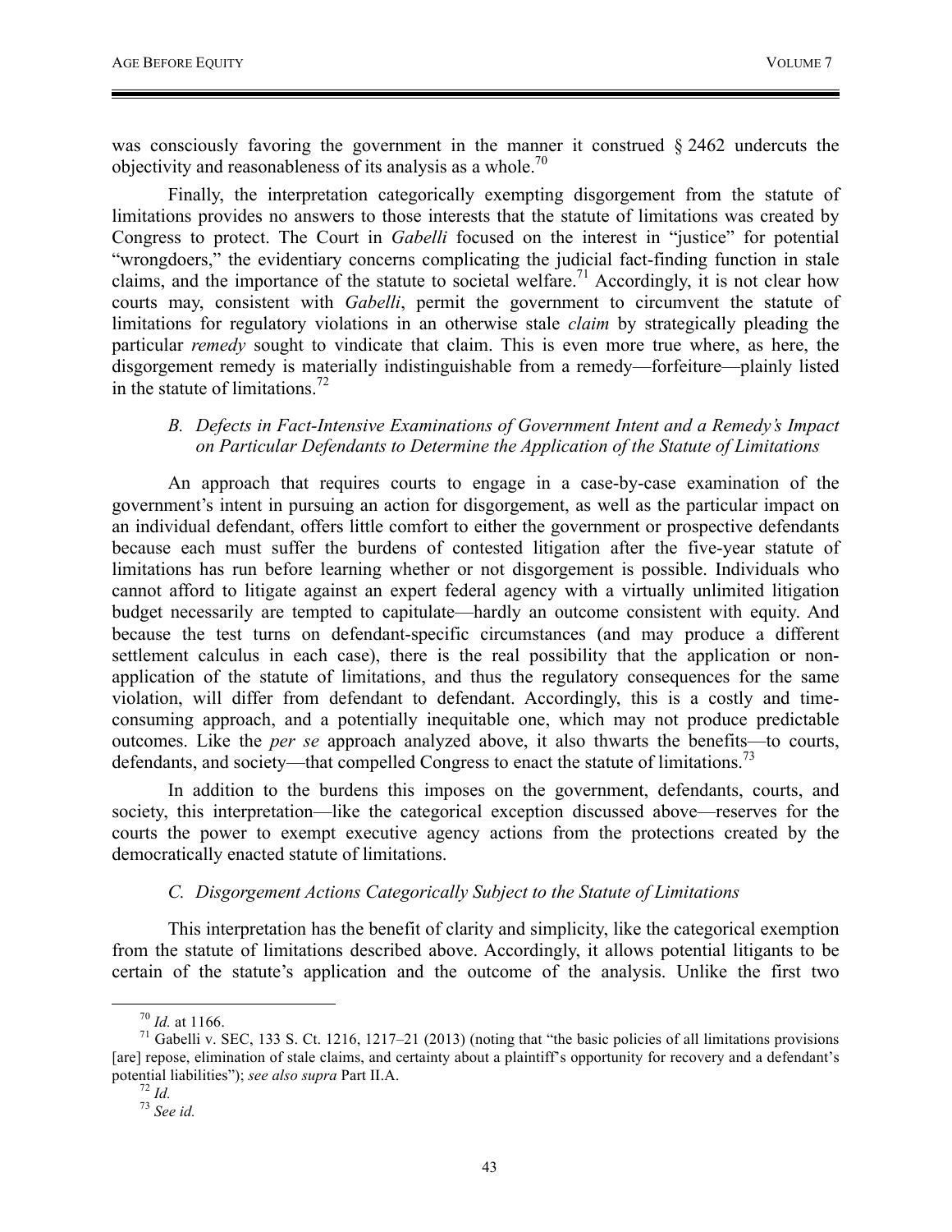was consciously favoring the government in the manner it construed § 2462 undercuts the objectivity and reasonableness of its analysis as a whole.[70]

Finally, the interpretation categorically exempting disgorgement from the statute of limitations provides no answers to those interests that the statute of limitations was created by Congress to protect. The Court in *Gabelli* focused on the interest in "justice" for potential "wrongdoers," the evidentiary concerns complicating the judicial fact-finding function in stale claims, and the importance of the statute to societal welfare.[71] Accordingly, it is not clear how courts may, consistent with *Gabelli*, permit the government to circumvent the statute of limitations for regulatory violations in an otherwise stale *claim* by strategically pleading the particular *remedy* sought to vindicate that claim. This is even more true where, as here, the disgorgement remedy is materially indistinguishable from a remedy—forfeiture—plainly listed in the statute of limitations.[72]

### *B. Defects in Fact-Intensive Examinations of Government Intent and a Remedy's Impact on Particular Defendants to Determine the Application of the Statute of Limitations*

An approach that requires courts to engage in a case-by-case examination of the government's intent in pursuing an action for disgorgement, as well as the particular impact on an individual defendant, offers little comfort to either the government or prospective defendants because each must suffer the burdens of contested litigation after the five-year statute of limitations has run before learning whether or not disgorgement is possible. Individuals who cannot afford to litigate against an expert federal agency with a virtually unlimited litigation budget necessarily are tempted to capitulate—hardly an outcome consistent with equity. And because the test turns on defendant-specific circumstances (and may produce a different settlement calculus in each case), there is the real possibility that the application or non-application of the statute of limitations, and thus the regulatory consequences for the same violation, will differ from defendant to defendant. Accordingly, this is a costly and time-consuming approach, and a potentially inequitable one, which may not produce predictable outcomes. Like the *per se* approach analyzed above, it also thwarts the benefits—to courts, defendants, and society—that compelled Congress to enact the statute of limitations.[73]

In addition to the burdens this imposes on the government, defendants, courts, and society, this interpretation—like the categorical exception discussed above—reserves for the courts the power to exempt executive agency actions from the protections created by the democratically enacted statute of limitations.

### *C. Disgorgement Actions Categorically Subject to the Statute of Limitations*

This interpretation has the benefit of clarity and simplicity, like the categorical exemption from the statute of limitations described above. Accordingly, it allows potential litigants to be certain of the statute's application and the outcome of the analysis. Unlike the first two

---

[70] *Id.* at 1166.

[71] Gabelli v. SEC, 133 S. Ct. 1216, 1217–21 (2013) (noting that "the basic policies of all limitations provisions [are] repose, elimination of stale claims, and certainty about a plaintiff's opportunity for recovery and a defendant's potential liabilities"); *see also supra* Part II.A.

[72] *Id.*

[73] *See id.*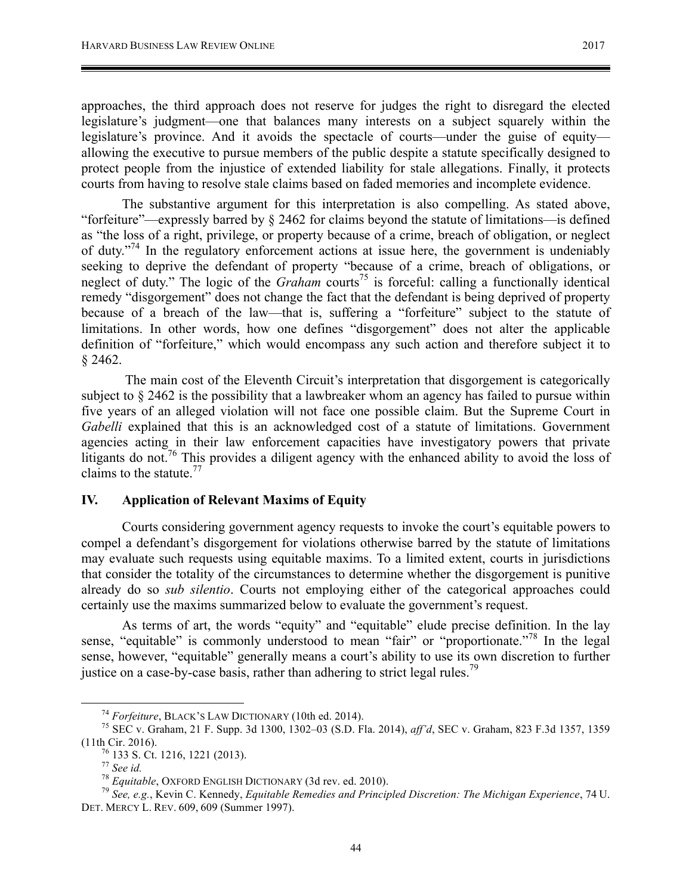approaches, the third approach does not reserve for judges the right to disregard the elected legislature's judgment—one that balances many interests on a subject squarely within the legislature's province. And it avoids the spectacle of courts—under the guise of equity—allowing the executive to pursue members of the public despite a statute specifically designed to protect people from the injustice of extended liability for stale allegations. Finally, it protects courts from having to resolve stale claims based on faded memories and incomplete evidence.

The substantive argument for this interpretation is also compelling. As stated above, "forfeiture"—expressly barred by § 2462 for claims beyond the statute of limitations—is defined as "the loss of a right, privilege, or property because of a crime, breach of obligation, or neglect of duty."[74] In the regulatory enforcement actions at issue here, the government is undeniably seeking to deprive the defendant of property "because of a crime, breach of obligations, or neglect of duty." The logic of the *Graham* courts[75] is forceful: calling a functionally identical remedy "disgorgement" does not change the fact that the defendant is being deprived of property because of a breach of the law—that is, suffering a "forfeiture" subject to the statute of limitations. In other words, how one defines "disgorgement" does not alter the applicable definition of "forfeiture," which would encompass any such action and therefore subject it to § 2462.

The main cost of the Eleventh Circuit's interpretation that disgorgement is categorically subject to § 2462 is the possibility that a lawbreaker whom an agency has failed to pursue within five years of an alleged violation will not face one possible claim. But the Supreme Court in *Gabelli* explained that this is an acknowledged cost of a statute of limitations. Government agencies acting in their law enforcement capacities have investigatory powers that private litigants do not.[76] This provides a diligent agency with the enhanced ability to avoid the loss of claims to the statute.[77]

## IV. Application of Relevant Maxims of Equity

Courts considering government agency requests to invoke the court's equitable powers to compel a defendant's disgorgement for violations otherwise barred by the statute of limitations may evaluate such requests using equitable maxims. To a limited extent, courts in jurisdictions that consider the totality of the circumstances to determine whether the disgorgement is punitive already do so *sub silentio*. Courts not employing either of the categorical approaches could certainly use the maxims summarized below to evaluate the government's request.

As terms of art, the words "equity" and "equitable" elude precise definition. In the lay sense, "equitable" is commonly understood to mean "fair" or "proportionate."[78] In the legal sense, however, "equitable" generally means a court's ability to use its own discretion to further justice on a case-by-case basis, rather than adhering to strict legal rules.[79]

---

[74] *Forfeiture*, BLACK'S LAW DICTIONARY (10th ed. 2014).

[75] SEC v. Graham, 21 F. Supp. 3d 1300, 1302–03 (S.D. Fla. 2014), *aff'd*, SEC v. Graham, 823 F.3d 1357, 1359 (11th Cir. 2016).

[76] 133 S. Ct. 1216, 1221 (2013).

[77] *See id.*

[78] *Equitable*, OXFORD ENGLISH DICTIONARY (3d rev. ed. 2010).

[79] *See, e.g.*, Kevin C. Kennedy, *Equitable Remedies and Principled Discretion: The Michigan Experience*, 74 U. DET. MERCY L. REV. 609, 609 (Summer 1997).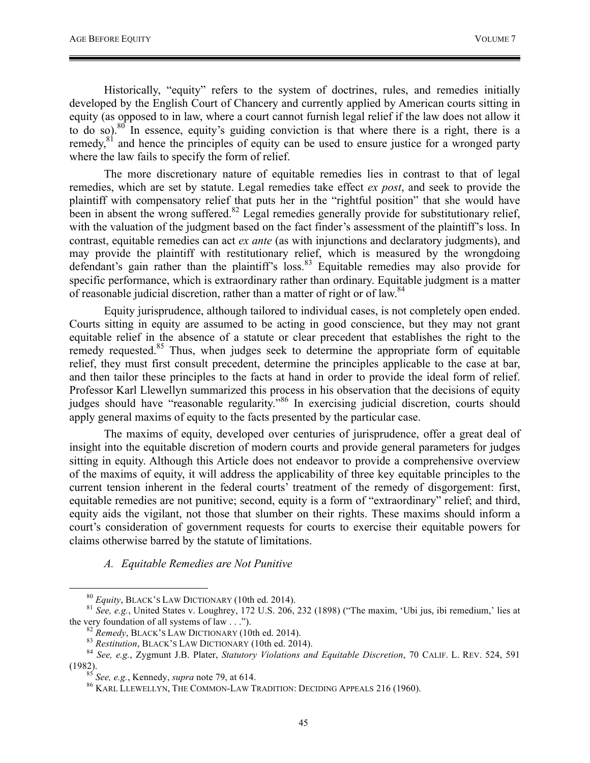Historically, "equity" refers to the system of doctrines, rules, and remedies initially developed by the English Court of Chancery and currently applied by American courts sitting in equity (as opposed to in law, where a court cannot furnish legal relief if the law does not allow it to do so).[80] In essence, equity's guiding conviction is that where there is a right, there is a remedy,[81] and hence the principles of equity can be used to ensure justice for a wronged party where the law fails to specify the form of relief.

The more discretionary nature of equitable remedies lies in contrast to that of legal remedies, which are set by statute. Legal remedies take effect *ex post*, and seek to provide the plaintiff with compensatory relief that puts her in the "rightful position" that she would have been in absent the wrong suffered.[82] Legal remedies generally provide for substitutionary relief, with the valuation of the judgment based on the fact finder's assessment of the plaintiff's loss. In contrast, equitable remedies can act *ex ante* (as with injunctions and declaratory judgments), and may provide the plaintiff with restitutionary relief, which is measured by the wrongdoing defendant's gain rather than the plaintiff's loss.[83] Equitable remedies may also provide for specific performance, which is extraordinary rather than ordinary. Equitable judgment is a matter of reasonable judicial discretion, rather than a matter of right or of law.[84]

Equity jurisprudence, although tailored to individual cases, is not completely open ended. Courts sitting in equity are assumed to be acting in good conscience, but they may not grant equitable relief in the absence of a statute or clear precedent that establishes the right to the remedy requested.[85] Thus, when judges seek to determine the appropriate form of equitable relief, they must first consult precedent, determine the principles applicable to the case at bar, and then tailor these principles to the facts at hand in order to provide the ideal form of relief. Professor Karl Llewellyn summarized this process in his observation that the decisions of equity judges should have "reasonable regularity."[86] In exercising judicial discretion, courts should apply general maxims of equity to the facts presented by the particular case.

The maxims of equity, developed over centuries of jurisprudence, offer a great deal of insight into the equitable discretion of modern courts and provide general parameters for judges sitting in equity. Although this Article does not endeavor to provide a comprehensive overview of the maxims of equity, it will address the applicability of three key equitable principles to the current tension inherent in the federal courts' treatment of the remedy of disgorgement: first, equitable remedies are not punitive; second, equity is a form of "extraordinary" relief; and third, equity aids the vigilant, not those that slumber on their rights. These maxims should inform a court's consideration of government requests for courts to exercise their equitable powers for claims otherwise barred by the statute of limitations.

### *A. Equitable Remedies are Not Punitive*

---

[80] *Equity*, BLACK'S LAW DICTIONARY (10th ed. 2014).

[81] *See, e.g.*, United States v. Loughrey, 172 U.S. 206, 232 (1898) ("The maxim, 'Ubi jus, ibi remedium,' lies at the very foundation of all systems of law . . .").

[82] *Remedy*, BLACK'S LAW DICTIONARY (10th ed. 2014).

[83] *Restitution*, BLACK'S LAW DICTIONARY (10th ed. 2014).

[84] *See, e.g.*, Zygmunt J.B. Plater, *Statutory Violations and Equitable Discretion*, 70 CALIF. L. REV. 524, 591 (1982).

[85] *See, e.g.*, Kennedy, *supra* note 79, at 614.

[86] KARL LLEWELLYN, THE COMMON-LAW TRADITION: DECIDING APPEALS 216 (1960).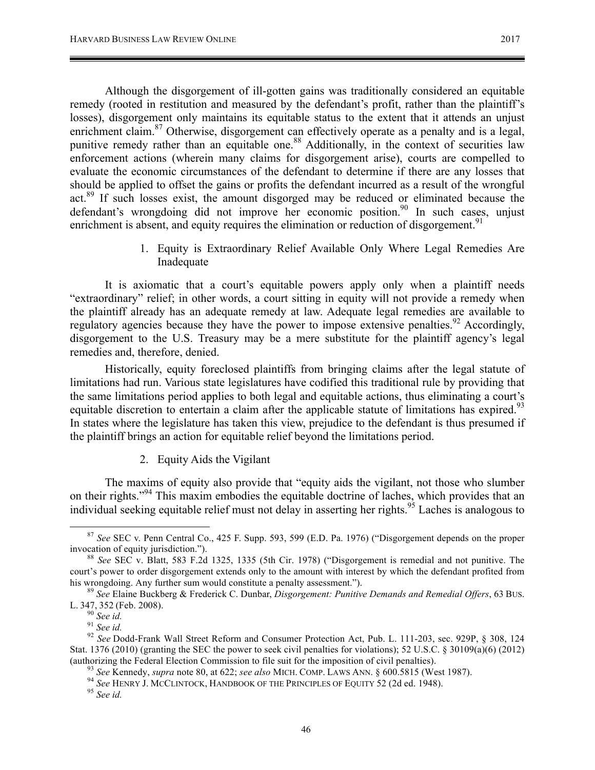Although the disgorgement of ill-gotten gains was traditionally considered an equitable remedy (rooted in restitution and measured by the defendant's profit, rather than the plaintiff's losses), disgorgement only maintains its equitable status to the extent that it attends an unjust enrichment claim.[87] Otherwise, disgorgement can effectively operate as a penalty and is a legal, punitive remedy rather than an equitable one.[88] Additionally, in the context of securities law enforcement actions (wherein many claims for disgorgement arise), courts are compelled to evaluate the economic circumstances of the defendant to determine if there are any losses that should be applied to offset the gains or profits the defendant incurred as a result of the wrongful act.[89] If such losses exist, the amount disgorged may be reduced or eliminated because the defendant's wrongdoing did not improve her economic position.[90] In such cases, unjust enrichment is absent, and equity requires the elimination or reduction of disgorgement.[91]

1. Equity is Extraordinary Relief Available Only Where Legal Remedies Are Inadequate

It is axiomatic that a court's equitable powers apply only when a plaintiff needs "extraordinary" relief; in other words, a court sitting in equity will not provide a remedy when the plaintiff already has an adequate remedy at law. Adequate legal remedies are available to regulatory agencies because they have the power to impose extensive penalties.[92] Accordingly, disgorgement to the U.S. Treasury may be a mere substitute for the plaintiff agency's legal remedies and, therefore, denied.

Historically, equity foreclosed plaintiffs from bringing claims after the legal statute of limitations had run. Various state legislatures have codified this traditional rule by providing that the same limitations period applies to both legal and equitable actions, thus eliminating a court's equitable discretion to entertain a claim after the applicable statute of limitations has expired.[93] In states where the legislature has taken this view, prejudice to the defendant is thus presumed if the plaintiff brings an action for equitable relief beyond the limitations period.

2. Equity Aids the Vigilant

The maxims of equity also provide that "equity aids the vigilant, not those who slumber on their rights."[94] This maxim embodies the equitable doctrine of laches, which provides that an individual seeking equitable relief must not delay in asserting her rights.[95] Laches is analogous to

---

[87] *See* SEC v. Penn Central Co., 425 F. Supp. 593, 599 (E.D. Pa. 1976) ("Disgorgement depends on the proper invocation of equity jurisdiction.").

[88] *See* SEC v. Blatt, 583 F.2d 1325, 1335 (5th Cir. 1978) ("Disgorgement is remedial and not punitive. The court's power to order disgorgement extends only to the amount with interest by which the defendant profited from his wrongdoing. Any further sum would constitute a penalty assessment.").

[89] *See* Elaine Buckberg & Frederick C. Dunbar, *Disgorgement: Punitive Demands and Remedial Offers*, 63 BUS. L. 347, 352 (Feb. 2008).

[90] *See id.*

[91] *See id.*

[92] *See* Dodd-Frank Wall Street Reform and Consumer Protection Act, Pub. L. 111-203, sec. 929P, § 308, 124 Stat. 1376 (2010) (granting the SEC the power to seek civil penalties for violations); 52 U.S.C. § 30109(a)(6) (2012) (authorizing the Federal Election Commission to file suit for the imposition of civil penalties).

[93] *See* Kennedy, *supra* note 80, at 622; *see also* MICH. COMP. LAWS ANN. § 600.5815 (West 1987).

[94] *See* HENRY J. MCCLINTOCK, HANDBOOK OF THE PRINCIPLES OF EQUITY 52 (2d ed. 1948).

[95] *See id.*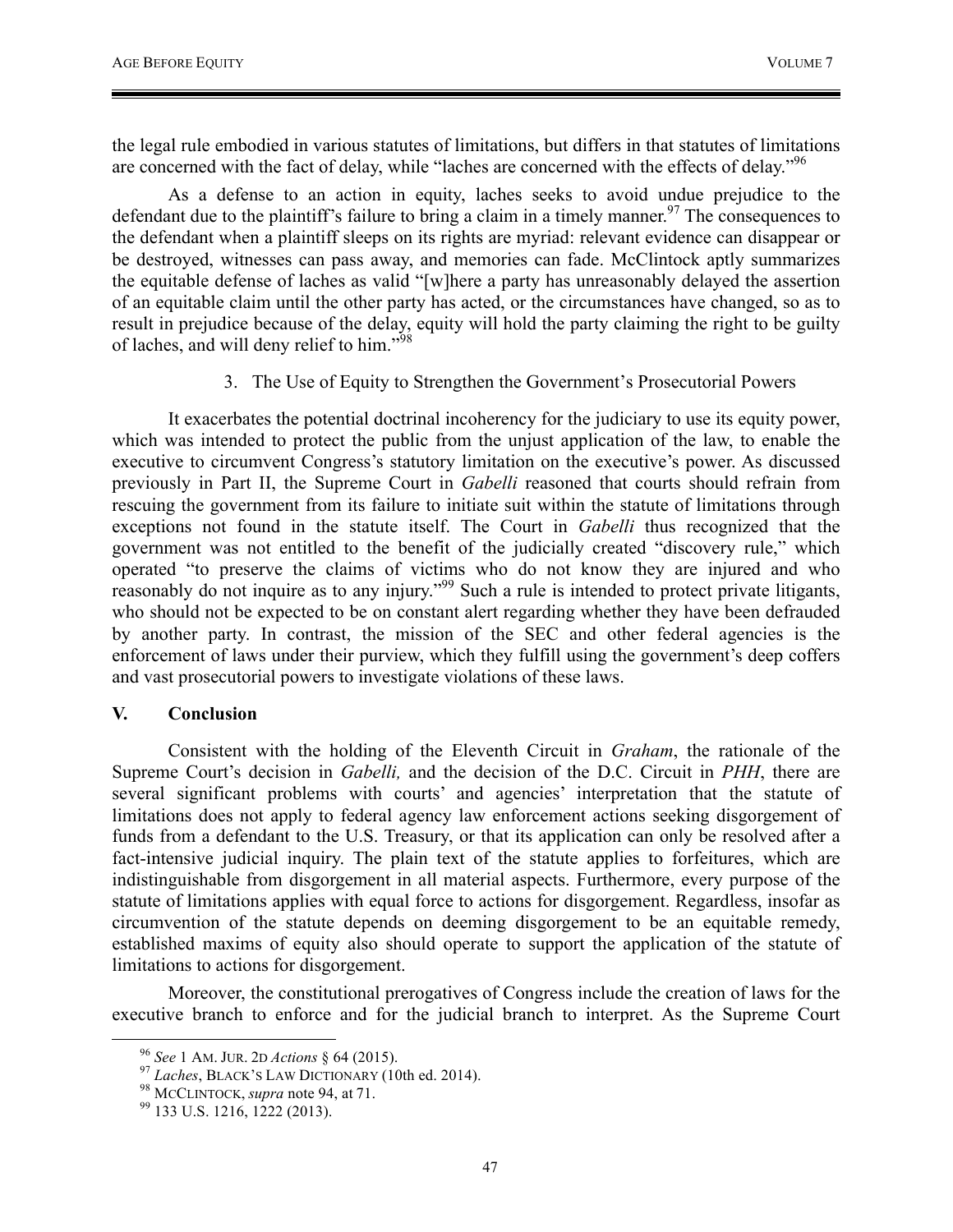the legal rule embodied in various statutes of limitations, but differs in that statutes of limitations are concerned with the fact of delay, while "laches are concerned with the effects of delay."[96]

As a defense to an action in equity, laches seeks to avoid undue prejudice to the defendant due to the plaintiff's failure to bring a claim in a timely manner.[97] The consequences to the defendant when a plaintiff sleeps on its rights are myriad: relevant evidence can disappear or be destroyed, witnesses can pass away, and memories can fade. McClintock aptly summarizes the equitable defense of laches as valid "[w]here a party has unreasonably delayed the assertion of an equitable claim until the other party has acted, or the circumstances have changed, so as to result in prejudice because of the delay, equity will hold the party claiming the right to be guilty of laches, and will deny relief to him."[98]

### 3. The Use of Equity to Strengthen the Government's Prosecutorial Powers

It exacerbates the potential doctrinal incoherency for the judiciary to use its equity power, which was intended to protect the public from the unjust application of the law, to enable the executive to circumvent Congress's statutory limitation on the executive's power. As discussed previously in Part II, the Supreme Court in *Gabelli* reasoned that courts should refrain from rescuing the government from its failure to initiate suit within the statute of limitations through exceptions not found in the statute itself. The Court in *Gabelli* thus recognized that the government was not entitled to the benefit of the judicially created "discovery rule," which operated "to preserve the claims of victims who do not know they are injured and who reasonably do not inquire as to any injury."[99] Such a rule is intended to protect private litigants, who should not be expected to be on constant alert regarding whether they have been defrauded by another party. In contrast, the mission of the SEC and other federal agencies is the enforcement of laws under their purview, which they fulfill using the government's deep coffers and vast prosecutorial powers to investigate violations of these laws.

## V. Conclusion

Consistent with the holding of the Eleventh Circuit in *Graham*, the rationale of the Supreme Court's decision in *Gabelli,* and the decision of the D.C. Circuit in *PHH*, there are several significant problems with courts' and agencies' interpretation that the statute of limitations does not apply to federal agency law enforcement actions seeking disgorgement of funds from a defendant to the U.S. Treasury, or that its application can only be resolved after a fact-intensive judicial inquiry. The plain text of the statute applies to forfeitures, which are indistinguishable from disgorgement in all material aspects. Furthermore, every purpose of the statute of limitations applies with equal force to actions for disgorgement. Regardless, insofar as circumvention of the statute depends on deeming disgorgement to be an equitable remedy, established maxims of equity also should operate to support the application of the statute of limitations to actions for disgorgement.

Moreover, the constitutional prerogatives of Congress include the creation of laws for the executive branch to enforce and for the judicial branch to interpret. As the Supreme Court

---

[96] *See* 1 AM. JUR. 2D *Actions* § 64 (2015).

[97] *Laches*, BLACK'S LAW DICTIONARY (10th ed. 2014).

[98] MCCLINTOCK, *supra* note 94, at 71.

[99] 133 U.S. 1216, 1222 (2013).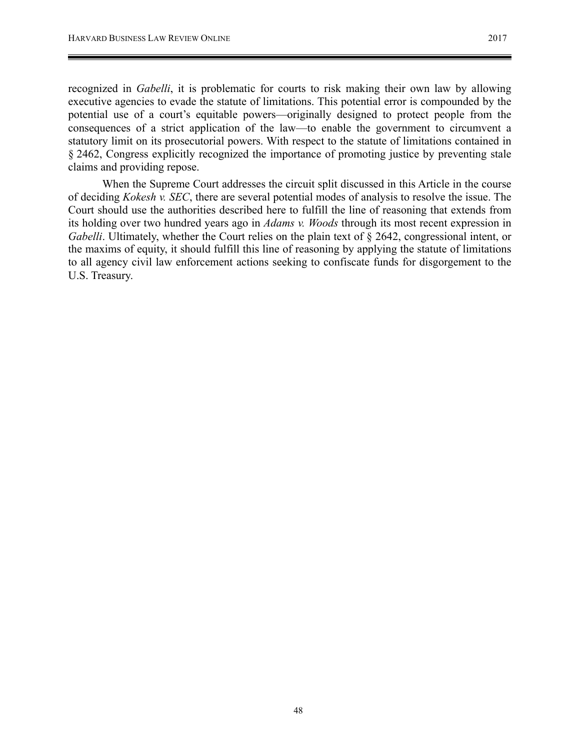recognized in *Gabelli*, it is problematic for courts to risk making their own law by allowing executive agencies to evade the statute of limitations. This potential error is compounded by the potential use of a court's equitable powers—originally designed to protect people from the consequences of a strict application of the law—to enable the government to circumvent a statutory limit on its prosecutorial powers. With respect to the statute of limitations contained in § 2462, Congress explicitly recognized the importance of promoting justice by preventing stale claims and providing repose.

When the Supreme Court addresses the circuit split discussed in this Article in the course of deciding *Kokesh v. SEC*, there are several potential modes of analysis to resolve the issue. The Court should use the authorities described here to fulfill the line of reasoning that extends from its holding over two hundred years ago in *Adams v. Woods* through its most recent expression in *Gabelli*. Ultimately, whether the Court relies on the plain text of § 2642, congressional intent, or the maxims of equity, it should fulfill this line of reasoning by applying the statute of limitations to all agency civil law enforcement actions seeking to confiscate funds for disgorgement to the U.S. Treasury.